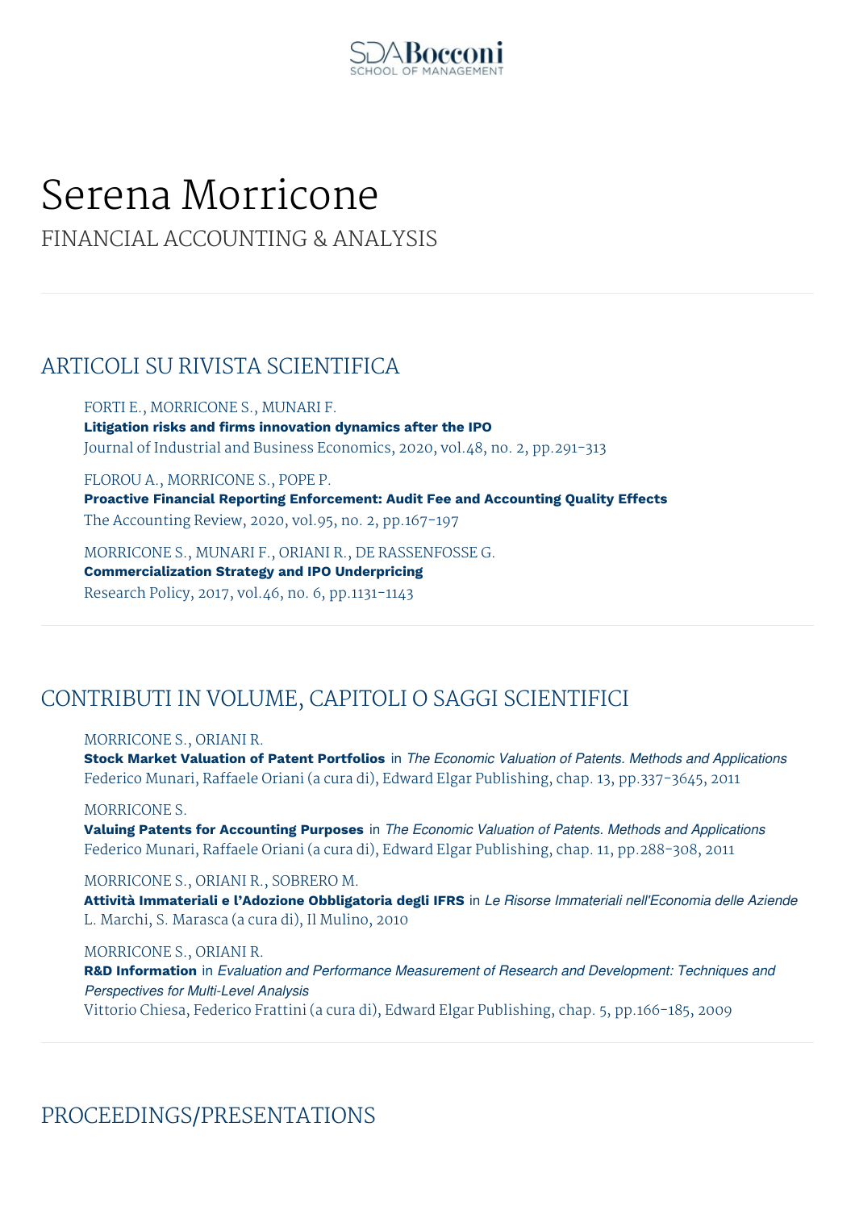SDA Bocconi
SCHOOL OF MANAGEMENT

# Serena Morricone

FINANCIAL ACCOUNTING & ANALYSIS

## ARTICOLI SU RIVISTA SCIENTIFICA

FORTI E., MORRICONE S., MUNARI F.
**Litigation risks and firms innovation dynamics after the IPO**
Journal of Industrial and Business Economics, 2020, vol.48, no. 2, pp.291-313

FLOROU A., MORRICONE S., POPE P.
**Proactive Financial Reporting Enforcement: Audit Fee and Accounting Quality Effects**
The Accounting Review, 2020, vol.95, no. 2, pp.167-197

MORRICONE S., MUNARI F., ORIANI R., DE RASSENFOSSE G.
**Commercialization Strategy and IPO Underpricing**
Research Policy, 2017, vol.46, no. 6, pp.1131-1143

## CONTRIBUTI IN VOLUME, CAPITOLI O SAGGI SCIENTIFICI

MORRICONE S., ORIANI R.
**Stock Market Valuation of Patent Portfolios** in *The Economic Valuation of Patents. Methods and Applications*
Federico Munari, Raffaele Oriani (a cura di), Edward Elgar Publishing, chap. 13, pp.337-3645, 2011

MORRICONE S.
**Valuing Patents for Accounting Purposes** in *The Economic Valuation of Patents. Methods and Applications*
Federico Munari, Raffaele Oriani (a cura di), Edward Elgar Publishing, chap. 11, pp.288-308, 2011

MORRICONE S., ORIANI R., SOBRERO M.
**Attività Immateriali e l'Adozione Obbligatoria degli IFRS** in *Le Risorse Immateriali nell'Economia delle Aziende*
L. Marchi, S. Marasca (a cura di), Il Mulino, 2010

MORRICONE S., ORIANI R.
**R&D Information** in *Evaluation and Performance Measurement of Research and Development: Techniques and Perspectives for Multi-Level Analysis*
Vittorio Chiesa, Federico Frattini (a cura di), Edward Elgar Publishing, chap. 5, pp.166-185, 2009

## PROCEEDINGS/PRESENTATIONS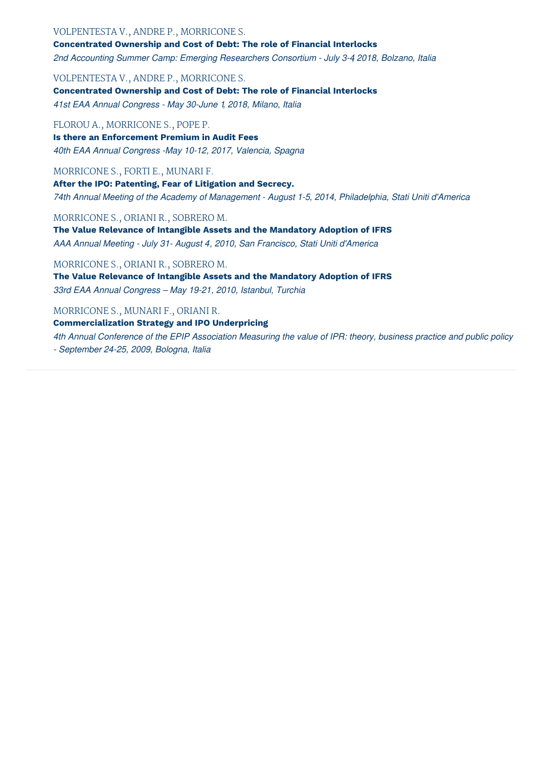VOLPENTESTA V., ANDRE P., MORRICONE S.

**Concentrated Ownership and Cost of Debt: The role of Financial Interlocks**

*2nd Accounting Summer Camp: Emerging Researchers Consortium - July 3-4, 2018, Bolzano, Italia*

VOLPENTESTA V., ANDRE P., MORRICONE S.

**Concentrated Ownership and Cost of Debt: The role of Financial Interlocks**

*41st EAA Annual Congress - May 30-June 1, 2018, Milano, Italia*

FLOROU A., MORRICONE S., POPE P.

**Is there an Enforcement Premium in Audit Fees**

*40th EAA Annual Congress -May 10-12, 2017, Valencia, Spagna*

MORRICONE S., FORTI E., MUNARI F.

**After the IPO: Patenting, Fear of Litigation and Secrecy.**

*74th Annual Meeting of the Academy of Management - August 1-5, 2014, Philadelphia, Stati Uniti d'America*

MORRICONE S., ORIANI R., SOBRERO M.

**The Value Relevance of Intangible Assets and the Mandatory Adoption of IFRS**

*AAA Annual Meeting - July 31- August 4, 2010, San Francisco, Stati Uniti d'America*

MORRICONE S., ORIANI R., SOBRERO M.

**The Value Relevance of Intangible Assets and the Mandatory Adoption of IFRS**

*33rd EAA Annual Congress – May 19-21, 2010, Istanbul, Turchia*

MORRICONE S., MUNARI F., ORIANI R.

**Commercialization Strategy and IPO Underpricing**

*4th Annual Conference of the EPIP Association Measuring the value of IPR: theory, business practice and public policy - September 24-25, 2009, Bologna, Italia*